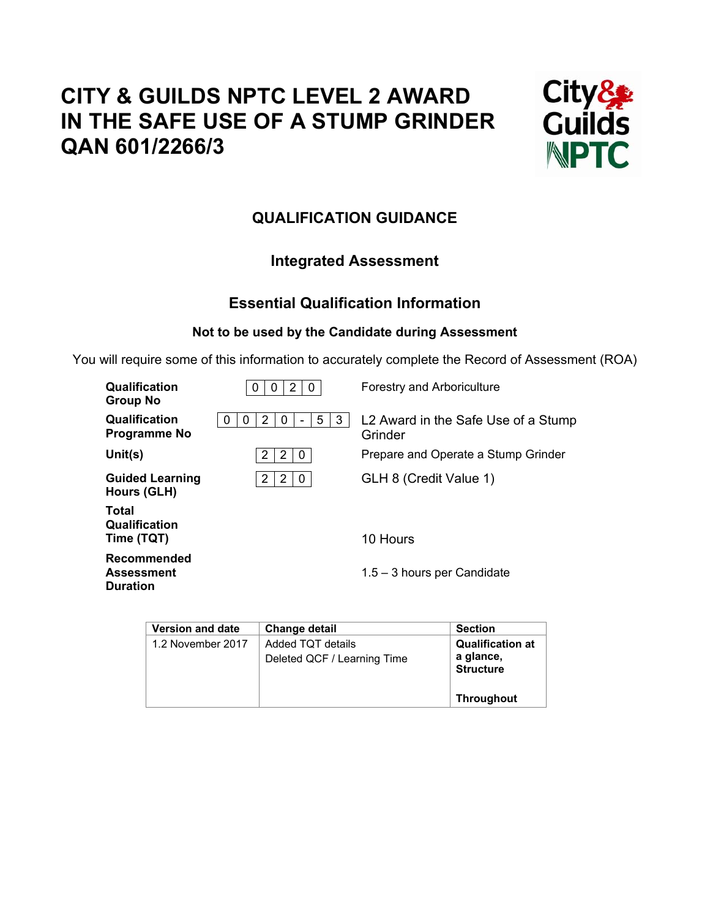# CITY & GUILDS NPTC LEVEL 2 AWARD IN THE SAFE USE OF A STUMP GRINDER QAN 601/2266/3

## QUALIFICATION GUIDANCE

### Integrated Assessment

### Essential Qualification Information

**Not to be used by the Candidate during Assessment**

You will require some of this information to accurately complete the Record of Assessment (ROA)

| | | |
|---|---|---|
| **Qualification Group No** | 0 0 2 0 | Forestry and Arboriculture |
| **Qualification Programme No** | 0 0 2 0 - 5 3 | L2 Award in the Safe Use of a Stump Grinder |
| **Unit(s)** | 2 2 0 | Prepare and Operate a Stump Grinder |
| **Guided Learning Hours (GLH)** | 2 2 0 | GLH 8 (Credit Value 1) |
| **Total Qualification Time (TQT)** | | 10 Hours |
| **Recommended Assessment Duration** | | 1.5 – 3 hours per Candidate |

| Version and date | Change detail | Section |
|---|---|---|
| 1.2 November 2017 | Added TQT details<br>Deleted QCF / Learning Time | **Qualification at a glance, Structure**<br><br>**Throughout** |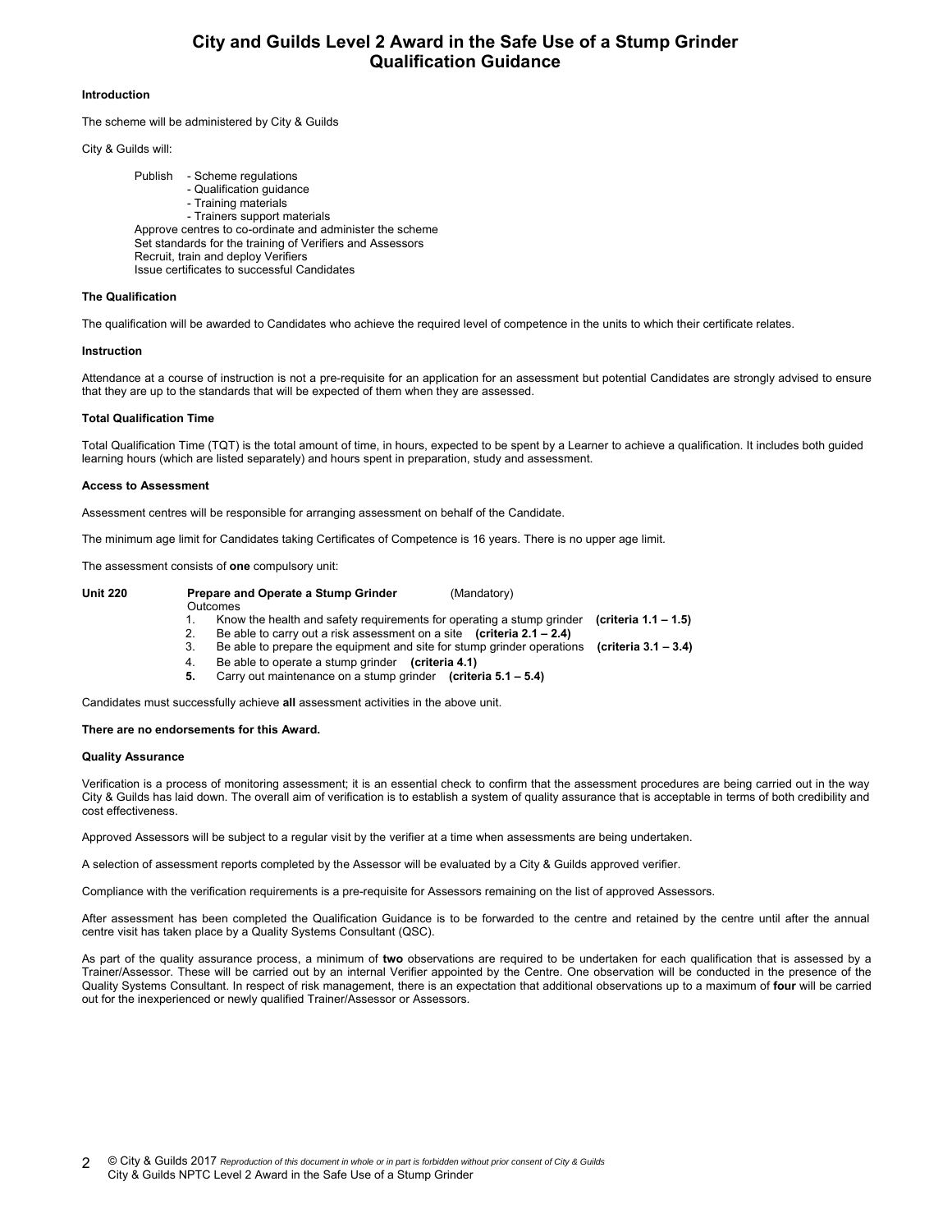# City and Guilds Level 2 Award in the Safe Use of a Stump Grinder
# Qualification Guidance

**Introduction**

The scheme will be administered by City & Guilds

City & Guilds will:

Publish
- Scheme regulations
- Qualification guidance
- Training materials
- Trainers support materials

Approve centres to co-ordinate and administer the scheme
Set standards for the training of Verifiers and Assessors
Recruit, train and deploy Verifiers
Issue certificates to successful Candidates

**The Qualification**

The qualification will be awarded to Candidates who achieve the required level of competence in the units to which their certificate relates.

**Instruction**

Attendance at a course of instruction is not a pre-requisite for an application for an assessment but potential Candidates are strongly advised to ensure that they are up to the standards that will be expected of them when they are assessed.

**Total Qualification Time**

Total Qualification Time (TQT) is the total amount of time, in hours, expected to be spent by a Learner to achieve a qualification. It includes both guided learning hours (which are listed separately) and hours spent in preparation, study and assessment.

**Access to Assessment**

Assessment centres will be responsible for arranging assessment on behalf of the Candidate.

The minimum age limit for Candidates taking Certificates of Competence is 16 years. There is no upper age limit.

The assessment consists of **one** compulsory unit:

**Unit 220** **Prepare and Operate a Stump Grinder** (Mandatory)

Outcomes

1. Know the health and safety requirements for operating a stump grinder **(criteria 1.1 – 1.5)**
2. Be able to carry out a risk assessment on a site **(criteria 2.1 – 2.4)**
3. Be able to prepare the equipment and site for stump grinder operations **(criteria 3.1 – 3.4)**
4. Be able to operate a stump grinder **(criteria 4.1)**
5. Carry out maintenance on a stump grinder **(criteria 5.1 – 5.4)**

Candidates must successfully achieve **all** assessment activities in the above unit.

**There are no endorsements for this Award.**

**Quality Assurance**

Verification is a process of monitoring assessment; it is an essential check to confirm that the assessment procedures are being carried out in the way City & Guilds has laid down. The overall aim of verification is to establish a system of quality assurance that is acceptable in terms of both credibility and cost effectiveness.

Approved Assessors will be subject to a regular visit by the verifier at a time when assessments are being undertaken.

A selection of assessment reports completed by the Assessor will be evaluated by a City & Guilds approved verifier.

Compliance with the verification requirements is a pre-requisite for Assessors remaining on the list of approved Assessors.

After assessment has been completed the Qualification Guidance is to be forwarded to the centre and retained by the centre until after the annual centre visit has taken place by a Quality Systems Consultant (QSC).

As part of the quality assurance process, a minimum of **two** observations are required to be undertaken for each qualification that is assessed by a Trainer/Assessor. These will be carried out by an internal Verifier appointed by the Centre. One observation will be conducted in the presence of the Quality Systems Consultant. In respect of risk management, there is an expectation that additional observations up to a maximum of **four** will be carried out for the inexperienced or newly qualified Trainer/Assessor or Assessors.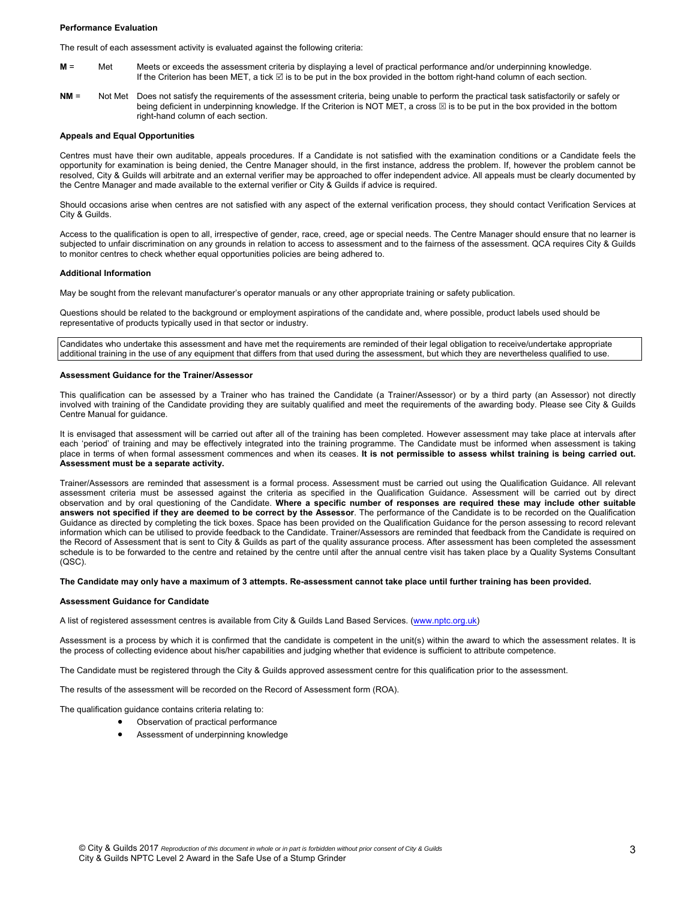**Performance Evaluation**

The result of each assessment activity is evaluated against the following criteria:

**M** = Met Meets or exceeds the assessment criteria by displaying a level of practical performance and/or underpinning knowledge. If the Criterion has been MET, a tick ☑ is to be put in the box provided in the bottom right-hand column of each section.

**NM** = Not Met Does not satisfy the requirements of the assessment criteria, being unable to perform the practical task satisfactorily or safely or being deficient in underpinning knowledge. If the Criterion is NOT MET, a cross ☒ is to be put in the box provided in the bottom right-hand column of each section.

**Appeals and Equal Opportunities**

Centres must have their own auditable, appeals procedures. If a Candidate is not satisfied with the examination conditions or a Candidate feels the opportunity for examination is being denied, the Centre Manager should, in the first instance, address the problem. If, however the problem cannot be resolved, City & Guilds will arbitrate and an external verifier may be approached to offer independent advice. All appeals must be clearly documented by the Centre Manager and made available to the external verifier or City & Guilds if advice is required.

Should occasions arise when centres are not satisfied with any aspect of the external verification process, they should contact Verification Services at City & Guilds.

Access to the qualification is open to all, irrespective of gender, race, creed, age or special needs. The Centre Manager should ensure that no learner is subjected to unfair discrimination on any grounds in relation to access to assessment and to the fairness of the assessment. QCA requires City & Guilds to monitor centres to check whether equal opportunities policies are being adhered to.

**Additional Information**

May be sought from the relevant manufacturer's operator manuals or any other appropriate training or safety publication.

Questions should be related to the background or employment aspirations of the candidate and, where possible, product labels used should be representative of products typically used in that sector or industry.

Candidates who undertake this assessment and have met the requirements are reminded of their legal obligation to receive/undertake appropriate additional training in the use of any equipment that differs from that used during the assessment, but which they are nevertheless qualified to use.

**Assessment Guidance for the Trainer/Assessor**

This qualification can be assessed by a Trainer who has trained the Candidate (a Trainer/Assessor) or by a third party (an Assessor) not directly involved with training of the Candidate providing they are suitably qualified and meet the requirements of the awarding body. Please see City & Guilds Centre Manual for guidance.

It is envisaged that assessment will be carried out after all of the training has been completed. However assessment may take place at intervals after each 'period' of training and may be effectively integrated into the training programme. The Candidate must be informed when assessment is taking place in terms of when formal assessment commences and when its ceases. **It is not permissible to assess whilst training is being carried out. Assessment must be a separate activity.**

Trainer/Assessors are reminded that assessment is a formal process. Assessment must be carried out using the Qualification Guidance. All relevant assessment criteria must be assessed against the criteria as specified in the Qualification Guidance. Assessment will be carried out by direct observation and by oral questioning of the Candidate. **Where a specific number of responses are required these may include other suitable answers not specified if they are deemed to be correct by the Assessor**. The performance of the Candidate is to be recorded on the Qualification Guidance as directed by completing the tick boxes. Space has been provided on the Qualification Guidance for the person assessing to record relevant information which can be utilised to provide feedback to the Candidate. Trainer/Assessors are reminded that feedback from the Candidate is required on the Record of Assessment that is sent to City & Guilds as part of the quality assurance process. After assessment has been completed the assessment schedule is to be forwarded to the centre and retained by the centre until after the annual centre visit has taken place by a Quality Systems Consultant (QSC).

**The Candidate may only have a maximum of 3 attempts. Re-assessment cannot take place until further training has been provided.**

**Assessment Guidance for Candidate**

A list of registered assessment centres is available from City & Guilds Land Based Services. (www.nptc.org.uk)

Assessment is a process by which it is confirmed that the candidate is competent in the unit(s) within the award to which the assessment relates. It is the process of collecting evidence about his/her capabilities and judging whether that evidence is sufficient to attribute competence.

The Candidate must be registered through the City & Guilds approved assessment centre for this qualification prior to the assessment.

The results of the assessment will be recorded on the Record of Assessment form (ROA).

The qualification guidance contains criteria relating to:

- Observation of practical performance
- Assessment of underpinning knowledge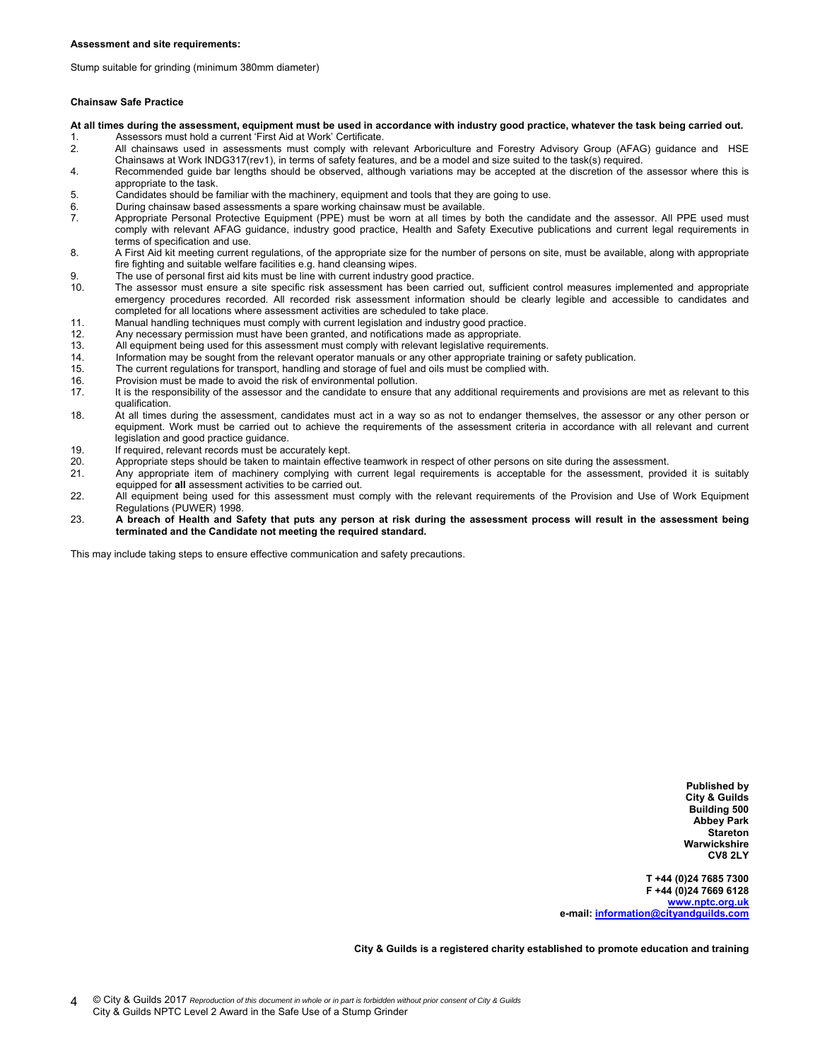**Assessment and site requirements:**

Stump suitable for grinding (minimum 380mm diameter)

**Chainsaw Safe Practice**

**At all times during the assessment, equipment must be used in accordance with industry good practice, whatever the task being carried out.**

1. Assessors must hold a current 'First Aid at Work' Certificate.
2. All chainsaws used in assessments must comply with relevant Arboriculture and Forestry Advisory Group (AFAG) guidance and HSE Chainsaws at Work INDG317(rev1), in terms of safety features, and be a model and size suited to the task(s) required.
4. Recommended guide bar lengths should be observed, although variations may be accepted at the discretion of the assessor where this is appropriate to the task.
5. Candidates should be familiar with the machinery, equipment and tools that they are going to use.
6. During chainsaw based assessments a spare working chainsaw must be available.
7. Appropriate Personal Protective Equipment (PPE) must be worn at all times by both the candidate and the assessor. All PPE used must comply with relevant AFAG guidance, industry good practice, Health and Safety Executive publications and current legal requirements in terms of specification and use.
8. A First Aid kit meeting current regulations, of the appropriate size for the number of persons on site, must be available, along with appropriate fire fighting and suitable welfare facilities e.g. hand cleansing wipes.
9. The use of personal first aid kits must be line with current industry good practice.
10. The assessor must ensure a site specific risk assessment has been carried out, sufficient control measures implemented and appropriate emergency procedures recorded. All recorded risk assessment information should be clearly legible and accessible to candidates and completed for all locations where assessment activities are scheduled to take place.
11. Manual handling techniques must comply with current legislation and industry good practice.
12. Any necessary permission must have been granted, and notifications made as appropriate.
13. All equipment being used for this assessment must comply with relevant legislative requirements.
14. Information may be sought from the relevant operator manuals or any other appropriate training or safety publication.
15. The current regulations for transport, handling and storage of fuel and oils must be complied with.
16. Provision must be made to avoid the risk of environmental pollution.
17. It is the responsibility of the assessor and the candidate to ensure that any additional requirements and provisions are met as relevant to this qualification.
18. At all times during the assessment, candidates must act in a way so as not to endanger themselves, the assessor or any other person or equipment. Work must be carried out to achieve the requirements of the assessment criteria in accordance with all relevant and current legislation and good practice guidance.
19. If required, relevant records must be accurately kept.
20. Appropriate steps should be taken to maintain effective teamwork in respect of other persons on site during the assessment.
21. Any appropriate item of machinery complying with current legal requirements is acceptable for the assessment, provided it is suitably equipped for **all** assessment activities to be carried out.
22. All equipment being used for this assessment must comply with the relevant requirements of the Provision and Use of Work Equipment Regulations (PUWER) 1998.
23. **A breach of Health and Safety that puts any person at risk during the assessment process will result in the assessment being terminated and the Candidate not meeting the required standard.**

This may include taking steps to ensure effective communication and safety precautions.

**Published by**
**City & Guilds**
**Building 500**
**Abbey Park**
**Stareton**
**Warwickshire**
**CV8 2LY**

**T +44 (0)24 7685 7300**
**F +44 (0)24 7669 6128**
**www.nptc.org.uk**
**e-mail: information@cityandguilds.com**

**City & Guilds is a registered charity established to promote education and training**

© City & Guilds 2017 *Reproduction of this document in whole or in part is forbidden without prior consent of City & Guilds*
City & Guilds NPTC Level 2 Award in the Safe Use of a Stump Grinder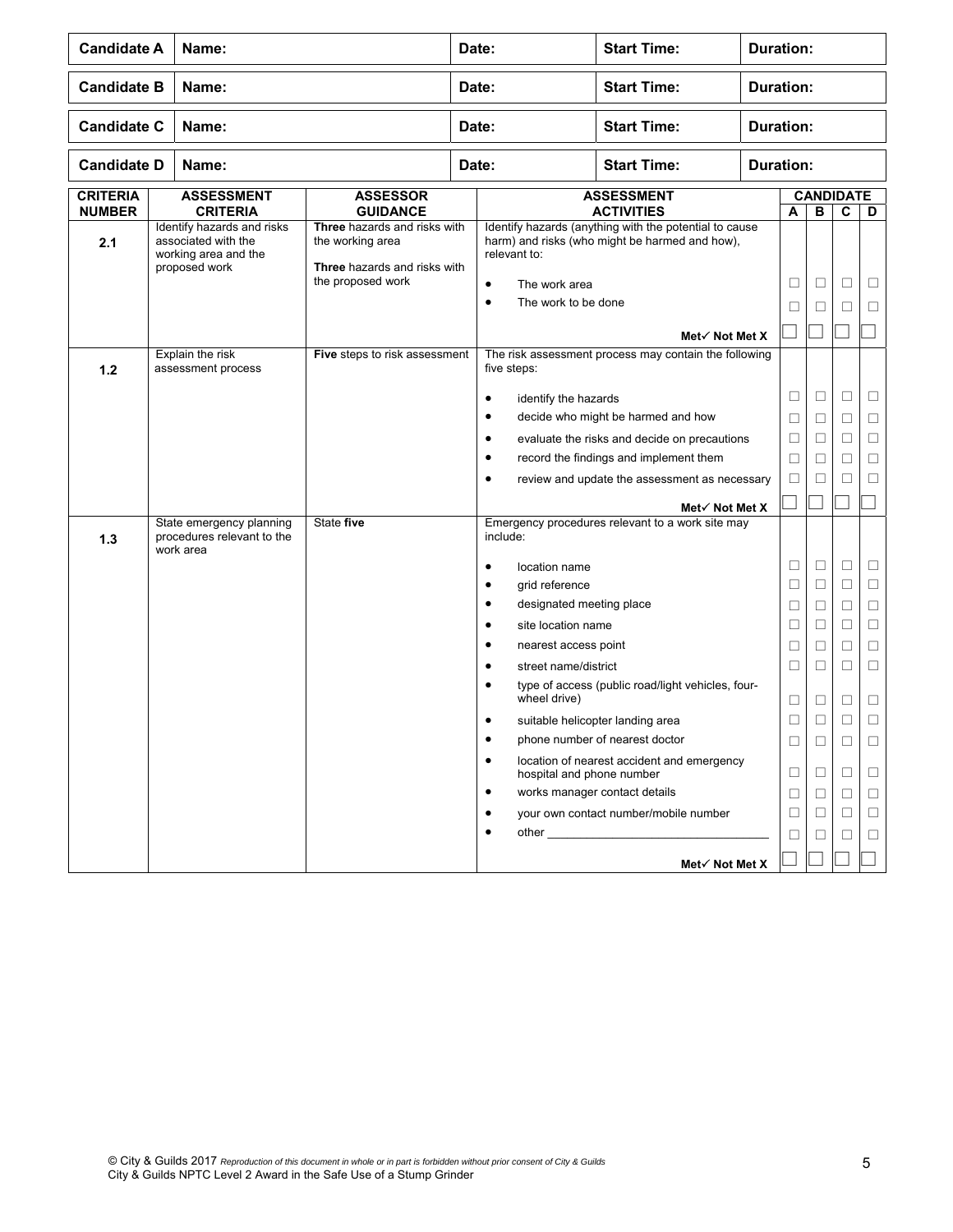| Candidate A | Name: | Date: | Start Time: | Duration: |
|---|---|---|---|---|
| **Candidate B** | **Name:** | **Date:** | **Start Time:** | **Duration:** |
| **Candidate C** | **Name:** | **Date:** | **Start Time:** | **Duration:** |
| **Candidate D** | **Name:** | **Date:** | **Start Time:** | **Duration:** |

| CRITERIA NUMBER | ASSESSMENT CRITERIA | ASSESSOR GUIDANCE | ASSESSMENT ACTIVITIES | CANDIDATE A | B | C | D |
|---|---|---|---|---|---|---|---|
| **2.1** | Identify hazards and risks associated with the working area and the proposed work | **Three** hazards and risks with the working area<br><br>**Three** hazards and risks with the proposed work | Identify hazards (anything with the potential to cause harm) and risks (who might be harmed and how), relevant to: | | | | |
| | | | • The work area | ☐ | ☐ | ☐ | ☐ |
| | | | • The work to be done | ☐ | ☐ | ☐ | ☐ |
| | | | **Met✓ Not Met X** | ☐ | ☐ | ☐ | ☐ |
| **1.2** | Explain the risk assessment process | **Five** steps to risk assessment | The risk assessment process may contain the following five steps: | | | | |
| | | | • identify the hazards | ☐ | ☐ | ☐ | ☐ |
| | | | • decide who might be harmed and how | ☐ | ☐ | ☐ | ☐ |
| | | | • evaluate the risks and decide on precautions | ☐ | ☐ | ☐ | ☐ |
| | | | • record the findings and implement them | ☐ | ☐ | ☐ | ☐ |
| | | | • review and update the assessment as necessary | ☐ | ☐ | ☐ | ☐ |
| | | | **Met✓ Not Met X** | ☐ | ☐ | ☐ | ☐ |
| **1.3** | State emergency planning procedures relevant to the work area | State **five** | Emergency procedures relevant to a work site may include: | | | | |
| | | | • location name | ☐ | ☐ | ☐ | ☐ |
| | | | • grid reference | ☐ | ☐ | ☐ | ☐ |
| | | | • designated meeting place | ☐ | ☐ | ☐ | ☐ |
| | | | • site location name | ☐ | ☐ | ☐ | ☐ |
| | | | • nearest access point | ☐ | ☐ | ☐ | ☐ |
| | | | • street name/district | ☐ | ☐ | ☐ | ☐ |
| | | | • type of access (public road/light vehicles, four-wheel drive) | ☐ | ☐ | ☐ | ☐ |
| | | | • suitable helicopter landing area | ☐ | ☐ | ☐ | ☐ |
| | | | • phone number of nearest doctor | ☐ | ☐ | ☐ | ☐ |
| | | | • location of nearest accident and emergency hospital and phone number | ☐ | ☐ | ☐ | ☐ |
| | | | • works manager contact details | ☐ | ☐ | ☐ | ☐ |
| | | | • your own contact number/mobile number | ☐ | ☐ | ☐ | ☐ |
| | | | • other ________________________________ | ☐ | ☐ | ☐ | ☐ |
| | | | **Met✓ Not Met X** | ☐ | ☐ | ☐ | ☐ |

© City & Guilds 2017 *Reproduction of this document in whole or in part is forbidden without prior consent of City & Guilds*
City & Guilds NPTC Level 2 Award in the Safe Use of a Stump Grinder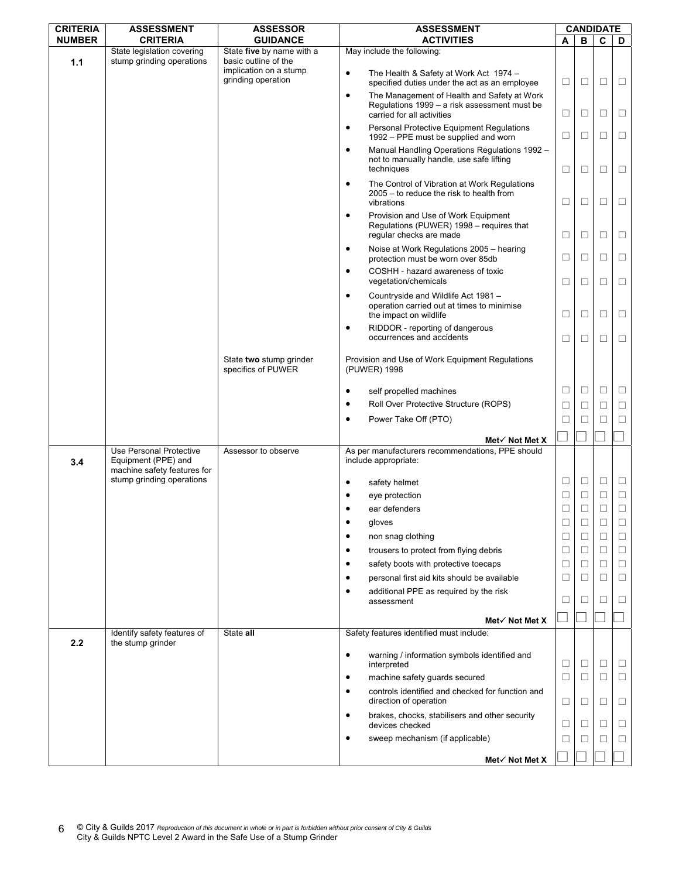| CRITERIA NUMBER | ASSESSMENT CRITERIA | ASSESSOR GUIDANCE | ASSESSMENT ACTIVITIES | CANDIDATE A | B | C | D |
|---|---|---|---|---|---|---|---|
| 1.1 | State legislation covering stump grinding operations | State **five** by name with a basic outline of the implication on a stump grinding operation | May include the following: | | | | |
| | | | • The Health & Safety at Work Act 1974 – specified duties under the act as an employee | ☐ | ☐ | ☐ | ☐ |
| | | | • The Management of Health and Safety at Work Regulations 1999 – a risk assessment must be carried for all activities | ☐ | ☐ | ☐ | ☐ |
| | | | • Personal Protective Equipment Regulations 1992 – PPE must be supplied and worn | ☐ | ☐ | ☐ | ☐ |
| | | | • Manual Handling Operations Regulations 1992 – not to manually handle, use safe lifting techniques | ☐ | ☐ | ☐ | ☐ |
| | | | • The Control of Vibration at Work Regulations 2005 – to reduce the risk to health from vibrations | ☐ | ☐ | ☐ | ☐ |
| | | | • Provision and Use of Work Equipment Regulations (PUWER) 1998 – requires that regular checks are made | ☐ | ☐ | ☐ | ☐ |
| | | | • Noise at Work Regulations 2005 – hearing protection must be worn over 85db | ☐ | ☐ | ☐ | ☐ |
| | | | • COSHH - hazard awareness of toxic vegetation/chemicals | ☐ | ☐ | ☐ | ☐ |
| | | | • Countryside and Wildlife Act 1981 – operation carried out at times to minimise the impact on wildlife | ☐ | ☐ | ☐ | ☐ |
| | | | • RIDDOR - reporting of dangerous occurrences and accidents | ☐ | ☐ | ☐ | ☐ |
| | | State **two** stump grinder specifics of PUWER | Provision and Use of Work Equipment Regulations (PUWER) 1998 | | | | |
| | | | • self propelled machines | ☐ | ☐ | ☐ | ☐ |
| | | | • Roll Over Protective Structure (ROPS) | ☐ | ☐ | ☐ | ☐ |
| | | | • Power Take Off (PTO) | ☐ | ☐ | ☐ | ☐ |
| | | | **Met✓ Not Met X** | ☐ | ☐ | ☐ | ☐ |
| 3.4 | Use Personal Protective Equipment (PPE) and machine safety features for stump grinding operations | Assessor to observe | As per manufacturers recommendations, PPE should include appropriate: | | | | |
| | | | • safety helmet | ☐ | ☐ | ☐ | ☐ |
| | | | • eye protection | ☐ | ☐ | ☐ | ☐ |
| | | | • ear defenders | ☐ | ☐ | ☐ | ☐ |
| | | | • gloves | ☐ | ☐ | ☐ | ☐ |
| | | | • non snag clothing | ☐ | ☐ | ☐ | ☐ |
| | | | • trousers to protect from flying debris | ☐ | ☐ | ☐ | ☐ |
| | | | • safety boots with protective toecaps | ☐ | ☐ | ☐ | ☐ |
| | | | • personal first aid kits should be available | ☐ | ☐ | ☐ | ☐ |
| | | | • additional PPE as required by the risk assessment | ☐ | ☐ | ☐ | ☐ |
| | | | **Met✓ Not Met X** | ☐ | ☐ | ☐ | ☐ |
| 2.2 | Identify safety features of the stump grinder | State **all** | Safety features identified must include: | | | | |
| | | | • warning / information symbols identified and interpreted | ☐ | ☐ | ☐ | ☐ |
| | | | • machine safety guards secured | ☐ | ☐ | ☐ | ☐ |
| | | | • controls identified and checked for function and direction of operation | ☐ | ☐ | ☐ | ☐ |
| | | | • brakes, chocks, stabilisers and other security devices checked | ☐ | ☐ | ☐ | ☐ |
| | | | • sweep mechanism (if applicable) | ☐ | ☐ | ☐ | ☐ |
| | | | **Met✓ Not Met X** | ☐ | ☐ | ☐ | ☐ |

© City & Guilds 2017 *Reproduction of this document in whole or in part is forbidden without prior consent of City & Guilds*
City & Guilds NPTC Level 2 Award in the Safe Use of a Stump Grinder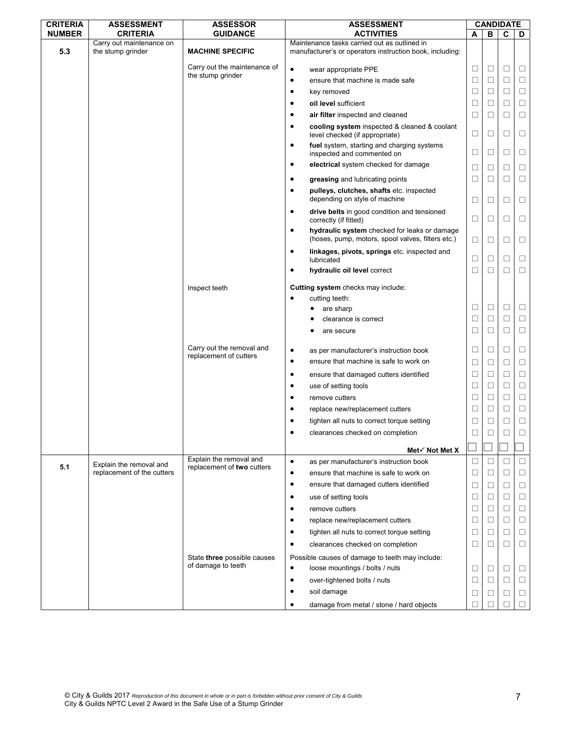| CRITERIA NUMBER | ASSESSMENT CRITERIA | ASSESSOR GUIDANCE | ASSESSMENT ACTIVITIES | CANDIDATE A | B | C | D |
|---|---|---|---|---|---|---|---|
| 5.3 | Carry out maintenance on the stump grinder | **MACHINE SPECIFIC** | Maintenance tasks carried out as outlined in manufacturer's or operators instruction book, including: | | | | |
| | | Carry out the maintenance of the stump grinder | • wear appropriate PPE | ☐ | ☐ | ☐ | ☐ |
| | | | • ensure that machine is made safe | ☐ | ☐ | ☐ | ☐ |
| | | | • key removed | ☐ | ☐ | ☐ | ☐ |
| | | | • **oil level** sufficient | ☐ | ☐ | ☐ | ☐ |
| | | | • **air filter** inspected and cleaned | ☐ | ☐ | ☐ | ☐ |
| | | | • **cooling system** inspected & cleaned & coolant level checked (if appropriate) | ☐ | ☐ | ☐ | ☐ |
| | | | • **fuel** system, starting and charging systems inspected and commented on | ☐ | ☐ | ☐ | ☐ |
| | | | • **electrical** system checked for damage | ☐ | ☐ | ☐ | ☐ |
| | | | • **greasing** and lubricating points | ☐ | ☐ | ☐ | ☐ |
| | | | • **pulleys, clutches, shafts** etc. inspected depending on style of machine | ☐ | ☐ | ☐ | ☐ |
| | | | • **drive belts** in good condition and tensioned correctly (if fitted) | ☐ | ☐ | ☐ | ☐ |
| | | | • **hydraulic system** checked for leaks or damage (hoses, pump, motors, spool valves, filters etc.) | ☐ | ☐ | ☐ | ☐ |
| | | | • **linkages, pivots, springs** etc. inspected and lubricated | ☐ | ☐ | ☐ | ☐ |
| | | | • **hydraulic oil level** correct | ☐ | ☐ | ☐ | ☐ |
| | | Inspect teeth | **Cutting system** checks may include: | | | | |
| | | | • cutting teeth: | | | | |
| | | | &nbsp;&nbsp;• are sharp | ☐ | ☐ | ☐ | ☐ |
| | | | &nbsp;&nbsp;• clearance is correct | ☐ | ☐ | ☐ | ☐ |
| | | | &nbsp;&nbsp;• are secure | ☐ | ☐ | ☐ | ☐ |
| | | Carry out the removal and replacement of cutters | • as per manufacturer's instruction book | ☐ | ☐ | ☐ | ☐ |
| | | | • ensure that machine is safe to work on | ☐ | ☐ | ☐ | ☐ |
| | | | • ensure that damaged cutters identified | ☐ | ☐ | ☐ | ☐ |
| | | | • use of setting tools | ☐ | ☐ | ☐ | ☐ |
| | | | • remove cutters | ☐ | ☐ | ☐ | ☐ |
| | | | • replace new/replacement cutters | ☐ | ☐ | ☐ | ☐ |
| | | | • tighten all nuts to correct torque setting | ☐ | ☐ | ☐ | ☐ |
| | | | • clearances checked on completion | ☐ | ☐ | ☐ | ☐ |
| | | | **Met✓ Not Met X** | ☐ | ☐ | ☐ | ☐ |
| 5.1 | Explain the removal and replacement of the cutters | Explain the removal and replacement of **two** cutters | • as per manufacturer's instruction book | ☐ | ☐ | ☐ | ☐ |
| | | | • ensure that machine is safe to work on | ☐ | ☐ | ☐ | ☐ |
| | | | • ensure that damaged cutters identified | ☐ | ☐ | ☐ | ☐ |
| | | | • use of setting tools | ☐ | ☐ | ☐ | ☐ |
| | | | • remove cutters | ☐ | ☐ | ☐ | ☐ |
| | | | • replace new/replacement cutters | ☐ | ☐ | ☐ | ☐ |
| | | | • tighten all nuts to correct torque setting | ☐ | ☐ | ☐ | ☐ |
| | | | • clearances checked on completion | ☐ | ☐ | ☐ | ☐ |
| | | State **three** possible causes of damage to teeth | Possible causes of damage to teeth may include: | | | | |
| | | | • loose mountings / bolts / nuts | ☐ | ☐ | ☐ | ☐ |
| | | | • over-tightened bolts / nuts | ☐ | ☐ | ☐ | ☐ |
| | | | • soil damage | ☐ | ☐ | ☐ | ☐ |
| | | | • damage from metal / stone / hard objects | ☐ | ☐ | ☐ | ☐ |

© City & Guilds 2017 *Reproduction of this document in whole or in part is forbidden without prior consent of City & Guilds*
City & Guilds NPTC Level 2 Award in the Safe Use of a Stump Grinder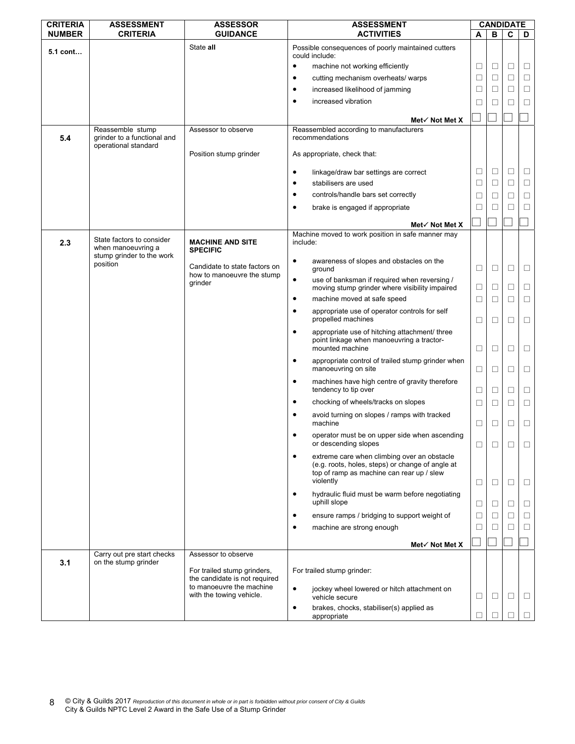| CRITERIA NUMBER | ASSESSMENT CRITERIA | ASSESSOR GUIDANCE | ASSESSMENT ACTIVITIES | CANDIDATE | | | |
|---|---|---|---|---|---|---|---|
| | | | | A | B | C | D |
| 5.1 cont… | | State **all** | Possible consequences of poorly maintained cutters could include: | | | | |
| | | | • machine not working efficiently | ☐ | ☐ | ☐ | ☐ |
| | | | • cutting mechanism overheats/ warps | ☐ | ☐ | ☐ | ☐ |
| | | | • increased likelihood of jamming | ☐ | ☐ | ☐ | ☐ |
| | | | • increased vibration | ☐ | ☐ | ☐ | ☐ |
| | | | **Met✓ Not Met X** | ☐ | ☐ | ☐ | ☐ |
| 5.4 | Reassemble stump grinder to a functional and operational standard | Assessor to observe | Reassembled according to manufacturers recommendations | | | | |
| | | Position stump grinder | As appropriate, check that: | | | | |
| | | | • linkage/draw bar settings are correct | ☐ | ☐ | ☐ | ☐ |
| | | | • stabilisers are used | ☐ | ☐ | ☐ | ☐ |
| | | | • controls/handle bars set correctly | ☐ | ☐ | ☐ | ☐ |
| | | | • brake is engaged if appropriate | ☐ | ☐ | ☐ | ☐ |
| | | | **Met✓ Not Met X** | ☐ | ☐ | ☐ | ☐ |
| 2.3 | State factors to consider when manoeuvring a stump grinder to the work position | **MACHINE AND SITE SPECIFIC** | Machine moved to work position in safe manner may include: | | | | |
| | | Candidate to state factors on how to manoeuvre the stump grinder | • awareness of slopes and obstacles on the ground | ☐ | ☐ | ☐ | ☐ |
| | | | • use of banksman if required when reversing / moving stump grinder where visibility impaired | ☐ | ☐ | ☐ | ☐ |
| | | | • machine moved at safe speed | ☐ | ☐ | ☐ | ☐ |
| | | | • appropriate use of operator controls for self propelled machines | ☐ | ☐ | ☐ | ☐ |
| | | | • appropriate use of hitching attachment/ three point linkage when manoeuvring a tractor-mounted machine | ☐ | ☐ | ☐ | ☐ |
| | | | • appropriate control of trailed stump grinder when manoeuvring on site | ☐ | ☐ | ☐ | ☐ |
| | | | • machines have high centre of gravity therefore tendency to tip over | ☐ | ☐ | ☐ | ☐ |
| | | | • chocking of wheels/tracks on slopes | ☐ | ☐ | ☐ | ☐ |
| | | | • avoid turning on slopes / ramps with tracked machine | ☐ | ☐ | ☐ | ☐ |
| | | | • operator must be on upper side when ascending or descending slopes | ☐ | ☐ | ☐ | ☐ |
| | | | • extreme care when climbing over an obstacle (e.g. roots, holes, steps) or change of angle at top of ramp as machine can rear up / slew violently | ☐ | ☐ | ☐ | ☐ |
| | | | • hydraulic fluid must be warm before negotiating uphill slope | ☐ | ☐ | ☐ | ☐ |
| | | | • ensure ramps / bridging to support weight of | ☐ | ☐ | ☐ | ☐ |
| | | | • machine are strong enough | ☐ | ☐ | ☐ | ☐ |
| | | | **Met✓ Not Met X** | ☐ | ☐ | ☐ | ☐ |
| 3.1 | Carry out pre start checks on the stump grinder | Assessor to observe | | | | | |
| | | For trailed stump grinders, the candidate is not required to manoeuvre the machine with the towing vehicle. | For trailed stump grinder: | | | | |
| | | | • jockey wheel lowered or hitch attachment on vehicle secure | ☐ | ☐ | ☐ | ☐ |
| | | | • brakes, chocks, stabiliser(s) applied as appropriate | ☐ | ☐ | ☐ | ☐ |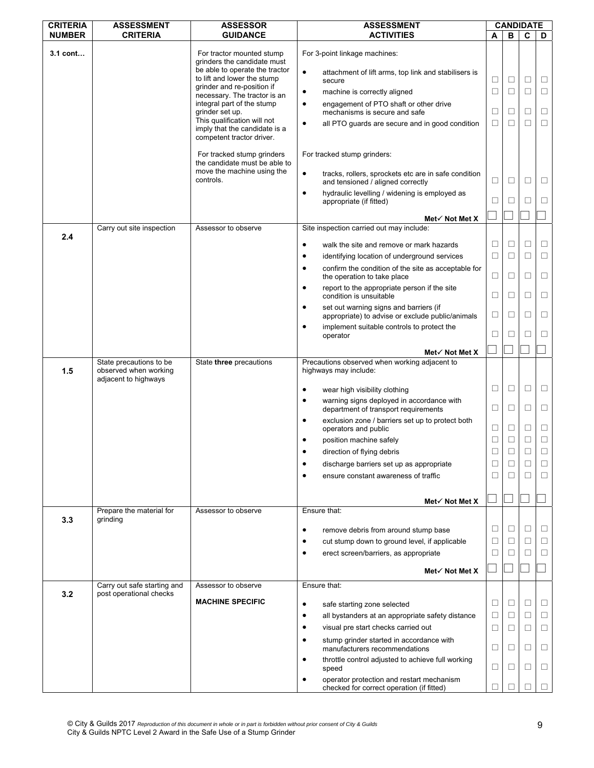| CRITERIA NUMBER | ASSESSMENT CRITERIA | ASSESSOR GUIDANCE | ASSESSMENT ACTIVITIES | CANDIDATE A | B | C | D |
|---|---|---|---|---|---|---|---|
| 3.1 cont… | | For tractor mounted stump grinders the candidate must be able to operate the tractor to lift and lower the stump grinder and re-position if necessary. The tractor is an integral part of the stump grinder set up. This qualification will not imply that the candidate is a competent tractor driver. | For 3-point linkage machines: | | | | |
| | | | • attachment of lift arms, top link and stabilisers is secure | ☐ | ☐ | ☐ | ☐ |
| | | | • machine is correctly aligned | ☐ | ☐ | ☐ | ☐ |
| | | | • engagement of PTO shaft or other drive mechanisms is secure and safe | ☐ | ☐ | ☐ | ☐ |
| | | | • all PTO guards are secure and in good condition | ☐ | ☐ | ☐ | ☐ |
| | | For tracked stump grinders the candidate must be able to move the machine using the controls. | For tracked stump grinders: | | | | |
| | | | • tracks, rollers, sprockets etc are in safe condition and tensioned / aligned correctly | ☐ | ☐ | ☐ | ☐ |
| | | | • hydraulic levelling / widening is employed as appropriate (if fitted) | ☐ | ☐ | ☐ | ☐ |
| | | | Met✓ Not Met X | ☐ | ☐ | ☐ | ☐ |
| 2.4 | Carry out site inspection | Assessor to observe | Site inspection carried out may include: | | | | |
| | | | • walk the site and remove or mark hazards | ☐ | ☐ | ☐ | ☐ |
| | | | • identifying location of underground services | ☐ | ☐ | ☐ | ☐ |
| | | | • confirm the condition of the site as acceptable for the operation to take place | ☐ | ☐ | ☐ | ☐ |
| | | | • report to the appropriate person if the site condition is unsuitable | ☐ | ☐ | ☐ | ☐ |
| | | | • set out warning signs and barriers (if appropriate) to advise or exclude public/animals | ☐ | ☐ | ☐ | ☐ |
| | | | • implement suitable controls to protect the operator | ☐ | ☐ | ☐ | ☐ |
| | | | Met✓ Not Met X | ☐ | ☐ | ☐ | ☐ |
| 1.5 | State precautions to be observed when working adjacent to highways | State **three** precautions | Precautions observed when working adjacent to highways may include: | | | | |
| | | | • wear high visibility clothing | ☐ | ☐ | ☐ | ☐ |
| | | | • warning signs deployed in accordance with department of transport requirements | ☐ | ☐ | ☐ | ☐ |
| | | | • exclusion zone / barriers set up to protect both operators and public | ☐ | ☐ | ☐ | ☐ |
| | | | • position machine safely | ☐ | ☐ | ☐ | ☐ |
| | | | • direction of flying debris | ☐ | ☐ | ☐ | ☐ |
| | | | • discharge barriers set up as appropriate | ☐ | ☐ | ☐ | ☐ |
| | | | • ensure constant awareness of traffic | ☐ | ☐ | ☐ | ☐ |
| | | | Met✓ Not Met X | ☐ | ☐ | ☐ | ☐ |
| 3.3 | Prepare the material for grinding | Assessor to observe | Ensure that: | | | | |
| | | | • remove debris from around stump base | ☐ | ☐ | ☐ | ☐ |
| | | | • cut stump down to ground level, if applicable | ☐ | ☐ | ☐ | ☐ |
| | | | • erect screen/barriers, as appropriate | ☐ | ☐ | ☐ | ☐ |
| | | | Met✓ Not Met X | ☐ | ☐ | ☐ | ☐ |
| 3.2 | Carry out safe starting and post operational checks | Assessor to observe<br><br>**MACHINE SPECIFIC** | Ensure that: | | | | |
| | | | • safe starting zone selected | ☐ | ☐ | ☐ | ☐ |
| | | | • all bystanders at an appropriate safety distance | ☐ | ☐ | ☐ | ☐ |
| | | | • visual pre start checks carried out | ☐ | ☐ | ☐ | ☐ |
| | | | • stump grinder started in accordance with manufacturers recommendations | ☐ | ☐ | ☐ | ☐ |
| | | | • throttle control adjusted to achieve full working speed | ☐ | ☐ | ☐ | ☐ |
| | | | • operator protection and restart mechanism checked for correct operation (if fitted) | ☐ | ☐ | ☐ | ☐ |

© City & Guilds 2017 *Reproduction of this document in whole or in part is forbidden without prior consent of City & Guilds*
City & Guilds NPTC Level 2 Award in the Safe Use of a Stump Grinder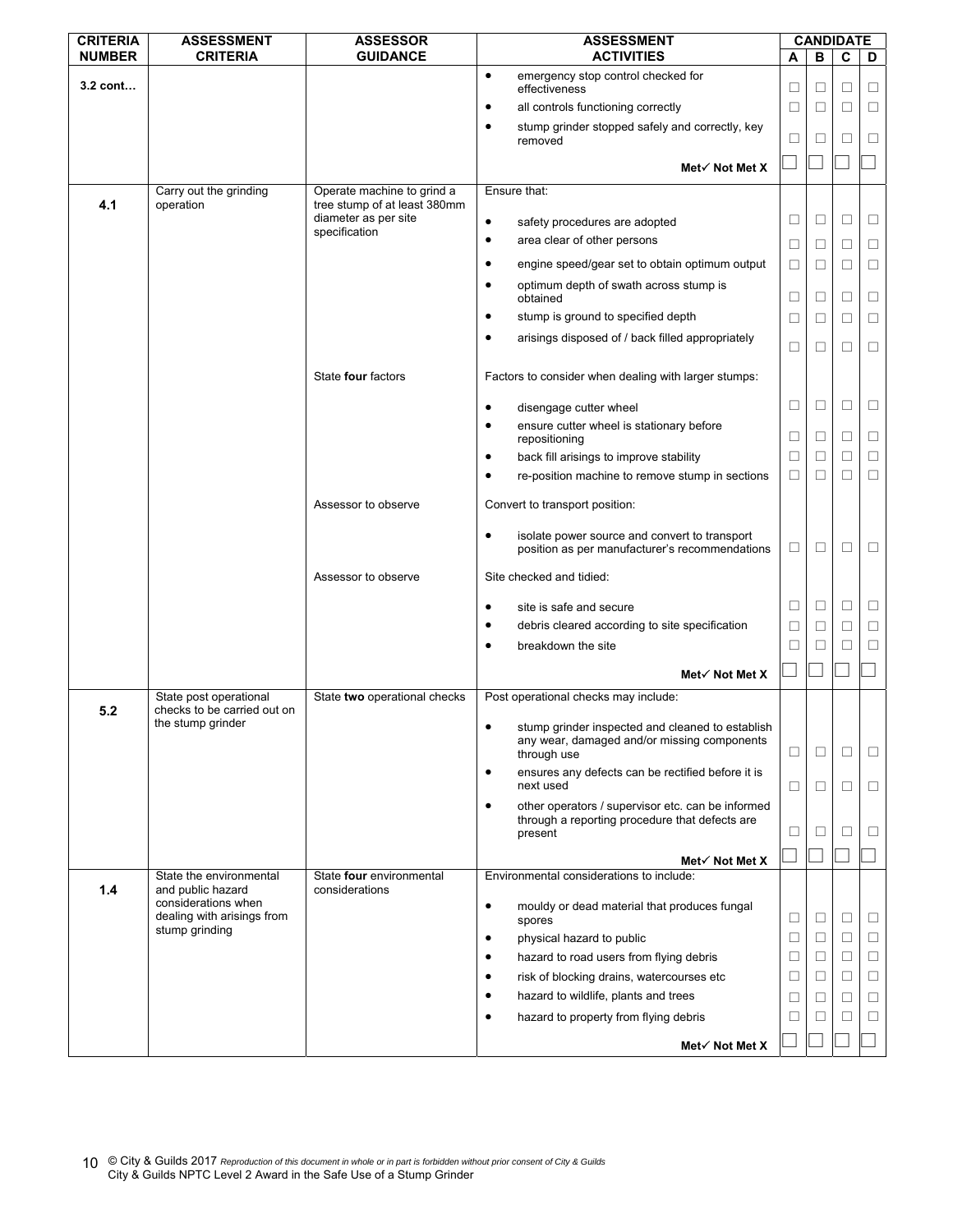| CRITERIA NUMBER | ASSESSMENT CRITERIA | ASSESSOR GUIDANCE | ASSESSMENT ACTIVITIES | CANDIDATE A | B | C | D |
|---|---|---|---|---|---|---|---|
| 3.2 cont… | | | • emergency stop control checked for effectiveness | ☐ | ☐ | ☐ | ☐ |
| | | | • all controls functioning correctly | ☐ | ☐ | ☐ | ☐ |
| | | | • stump grinder stopped safely and correctly, key removed | ☐ | ☐ | ☐ | ☐ |
| | | | **Met✓ Not Met X** | ☐ | ☐ | ☐ | ☐ |
| 4.1 | Carry out the grinding operation | Operate machine to grind a tree stump of at least 380mm diameter as per site specification | Ensure that: | | | | |
| | | | • safety procedures are adopted | ☐ | ☐ | ☐ | ☐ |
| | | | • area clear of other persons | ☐ | ☐ | ☐ | ☐ |
| | | | • engine speed/gear set to obtain optimum output | ☐ | ☐ | ☐ | ☐ |
| | | | • optimum depth of swath across stump is obtained | ☐ | ☐ | ☐ | ☐ |
| | | | • stump is ground to specified depth | ☐ | ☐ | ☐ | ☐ |
| | | | • arisings disposed of / back filled appropriately | ☐ | ☐ | ☐ | ☐ |
| | | State **four** factors | Factors to consider when dealing with larger stumps: | | | | |
| | | | • disengage cutter wheel | ☐ | ☐ | ☐ | ☐ |
| | | | • ensure cutter wheel is stationary before repositioning | ☐ | ☐ | ☐ | ☐ |
| | | | • back fill arisings to improve stability | ☐ | ☐ | ☐ | ☐ |
| | | | • re-position machine to remove stump in sections | ☐ | ☐ | ☐ | ☐ |
| | | Assessor to observe | Convert to transport position: | | | | |
| | | | • isolate power source and convert to transport position as per manufacturer's recommendations | ☐ | ☐ | ☐ | ☐ |
| | | Assessor to observe | Site checked and tidied: | | | | |
| | | | • site is safe and secure | ☐ | ☐ | ☐ | ☐ |
| | | | • debris cleared according to site specification | ☐ | ☐ | ☐ | ☐ |
| | | | • breakdown the site | ☐ | ☐ | ☐ | ☐ |
| | | | **Met✓ Not Met X** | ☐ | ☐ | ☐ | ☐ |
| 5.2 | State post operational checks to be carried out on the stump grinder | State **two** operational checks | Post operational checks may include: | | | | |
| | | | • stump grinder inspected and cleaned to establish any wear, damaged and/or missing components through use | ☐ | ☐ | ☐ | ☐ |
| | | | • ensures any defects can be rectified before it is next used | ☐ | ☐ | ☐ | ☐ |
| | | | • other operators / supervisor etc. can be informed through a reporting procedure that defects are present | ☐ | ☐ | ☐ | ☐ |
| | | | **Met✓ Not Met X** | ☐ | ☐ | ☐ | ☐ |
| 1.4 | State the environmental and public hazard considerations when dealing with arisings from stump grinding | State **four** environmental considerations | Environmental considerations to include: | | | | |
| | | | • mouldy or dead material that produces fungal spores | ☐ | ☐ | ☐ | ☐ |
| | | | • physical hazard to public | ☐ | ☐ | ☐ | ☐ |
| | | | • hazard to road users from flying debris | ☐ | ☐ | ☐ | ☐ |
| | | | • risk of blocking drains, watercourses etc | ☐ | ☐ | ☐ | ☐ |
| | | | • hazard to wildlife, plants and trees | ☐ | ☐ | ☐ | ☐ |
| | | | • hazard to property from flying debris | ☐ | ☐ | ☐ | ☐ |
| | | | **Met✓ Not Met X** | ☐ | ☐ | ☐ | ☐ |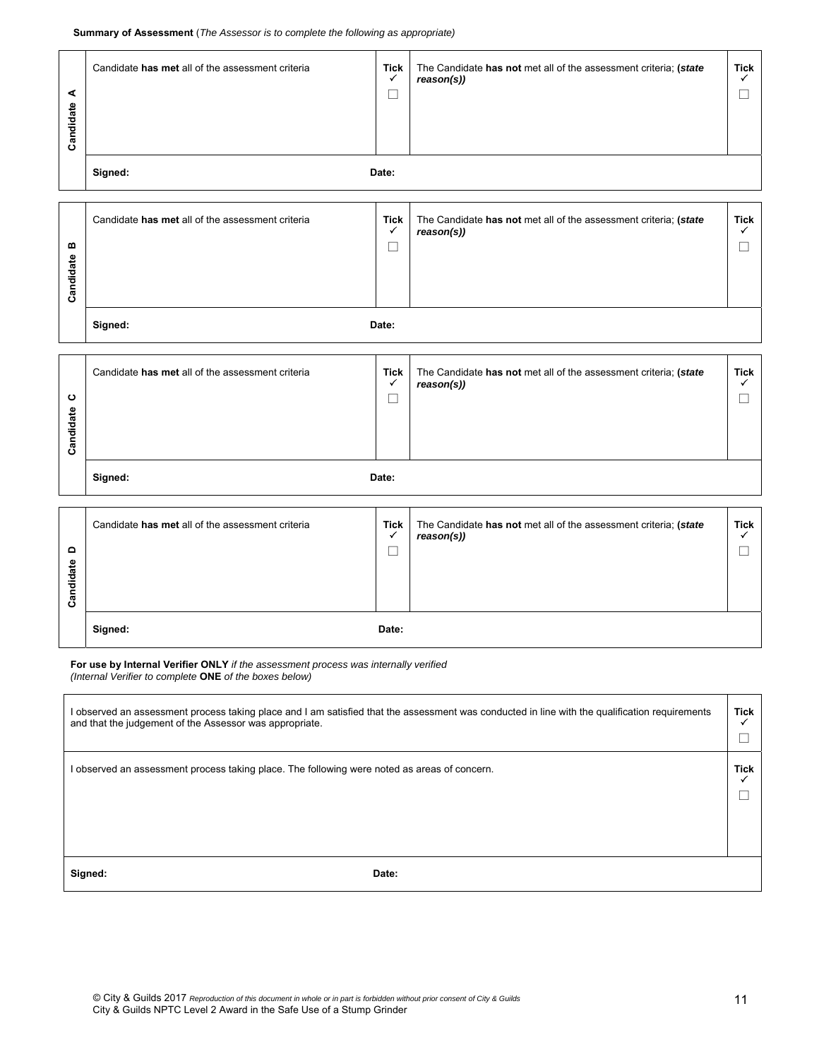**Summary of Assessment** (*The Assessor is to complete the following as appropriate)*

| | | | | |
|---|---|---|---|---|
| **Candidate A** | Candidate **has met** all of the assessment criteria | **Tick** ✓ ☐ | The Candidate **has not** met all of the assessment criteria; **(*state reason(s))*** | **Tick** ✓ ☐ |
| | **Signed:** | **Date:** | | |

| | | | | |
|---|---|---|---|---|
| **Candidate B** | Candidate **has met** all of the assessment criteria | **Tick** ✓ ☐ | The Candidate **has not** met all of the assessment criteria; **(*state reason(s))*** | **Tick** ✓ ☐ |
| | **Signed:** | **Date:** | | |

| | | | | |
|---|---|---|---|---|
| **Candidate C** | Candidate **has met** all of the assessment criteria | **Tick** ✓ ☐ | The Candidate **has not** met all of the assessment criteria; **(*state reason(s))*** | **Tick** ✓ ☐ |
| | **Signed:** | **Date:** | | |

| | | | | |
|---|---|---|---|---|
| **Candidate D** | Candidate **has met** all of the assessment criteria | **Tick** ✓ ☐ | The Candidate **has not** met all of the assessment criteria; **(*state reason(s))*** | **Tick** ✓ ☐ |
| | **Signed:** | **Date:** | | |

**For use by Internal Verifier ONLY** *if the assessment process was internally verified*
*(Internal Verifier to complete* **ONE** *of the boxes below)*

| | |
|---|---|
| I observed an assessment process taking place and I am satisfied that the assessment was conducted in line with the qualification requirements and that the judgement of the Assessor was appropriate. | **Tick** ✓ ☐ |
| I observed an assessment process taking place. The following were noted as areas of concern. | **Tick** ✓ ☐ |
| **Signed:** **Date:** | |

© City & Guilds 2017 *Reproduction of this document in whole or in part is forbidden without prior consent of City & Guilds*
City & Guilds NPTC Level 2 Award in the Safe Use of a Stump Grinder